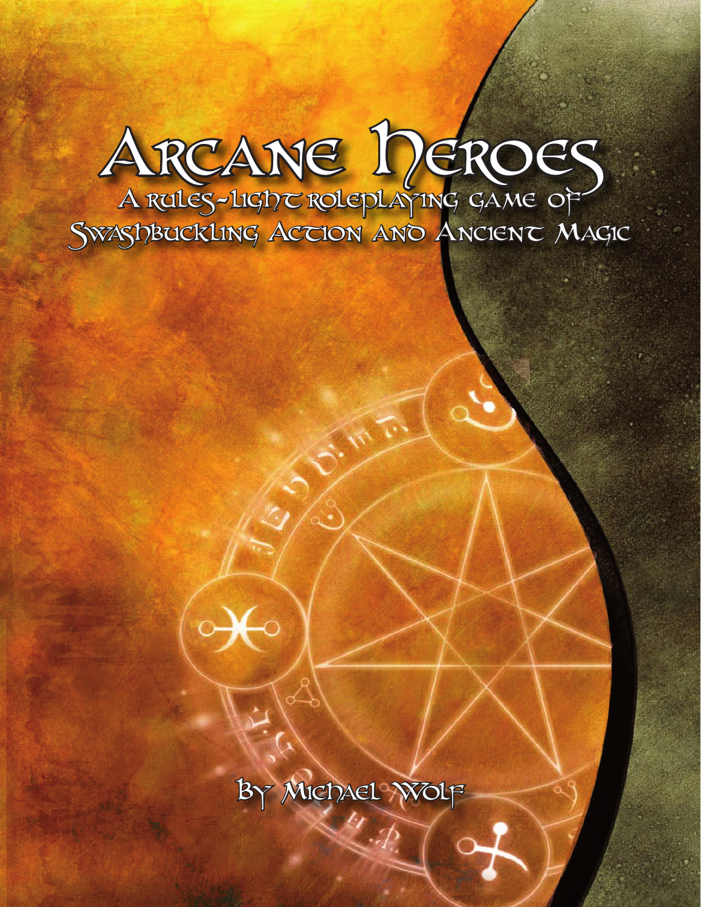# Arcane Heroes

## A rules-light roleplaying game of Swashbuckling Action and Ancient Magic

By Michael Wolf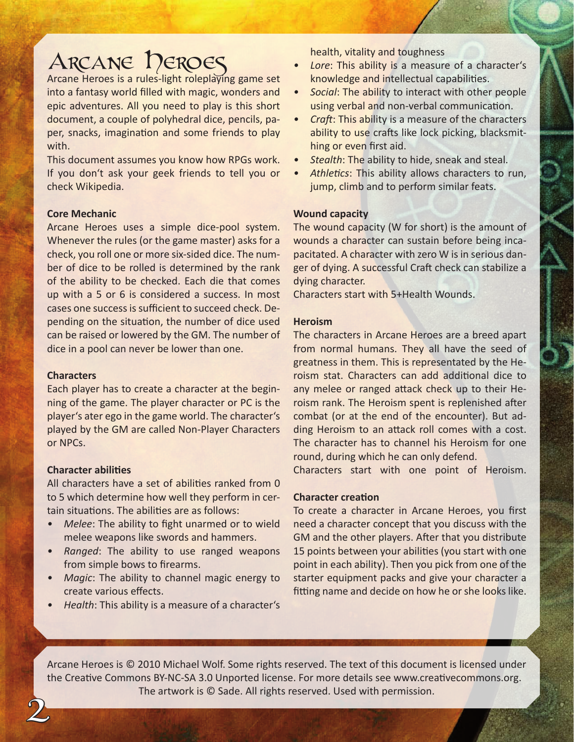# Arcane Heroes

Arcane Heroes is a rules-light roleplaying game set into a fantasy world filled with magic, wonders and epic adventures. All you need to play is this short document, a couple of polyhedral dice, pencils, paper, snacks, imagination and some friends to play with.

This document assumes you know how RPGs work. If you don't ask your geek friends to tell you or check Wikipedia.

**Core Mechanic**

Arcane Heroes uses a simple dice-pool system. Whenever the rules (or the game master) asks for a check, you roll one or more six-sided dice. The number of dice to be rolled is determined by the rank of the ability to be checked. Each die that comes up with a 5 or 6 is considered a success. In most cases one success is sufficient to succeed check. Depending on the situation, the number of dice used can be raised or lowered by the GM. The number of dice in a pool can never be lower than one.

**Characters**

Each player has to create a character at the beginning of the game. The player character or PC is the player's ater ego in the game world. The character's played by the GM are called Non-Player Characters or NPCs.

**Character abilities**

All characters have a set of abilities ranked from 0 to 5 which determine how well they perform in certain situations. The abilities are as follows:

- *Melee*: The ability to fight unarmed or to wield melee weapons like swords and hammers.
- *Ranged*: The ability to use ranged weapons from simple bows to firearms.
- *Magic*: The ability to channel magic energy to create various effects.
- *Health*: This ability is a measure of a character's health, vitality and toughness
- *Lore*: This ability is a measure of a character's knowledge and intellectual capabilities.
- *Social*: The ability to interact with other people using verbal and non-verbal communication.
- *Craft*: This ability is a measure of the characters ability to use crafts like lock picking, blacksmithing or even first aid.
- *Stealth*: The ability to hide, sneak and steal.
- *Athletics*: This ability allows characters to run, jump, climb and to perform similar feats.

**Wound capacity**

The wound capacity (W for short) is the amount of wounds a character can sustain before being incapacitated. A character with zero W is in serious danger of dying. A successful Craft check can stabilize a dying character.

Characters start with 5+Health Wounds.

**Heroism**

The characters in Arcane Heroes are a breed apart from normal humans. They all have the seed of greatness in them. This is representated by the Heroism stat. Characters can add additional dice to any melee or ranged attack check up to their Heroism rank. The Heroism spent is replenished after combat (or at the end of the encounter). But adding Heroism to an attack roll comes with a cost. The character has to channel his Heroism for one round, during which he can only defend.

Characters start with one point of Heroism.

**Character creation**

To create a character in Arcane Heroes, you first need a character concept that you discuss with the GM and the other players. After that you distribute 15 points between your abilities (you start with one point in each ability). Then you pick from one of the starter equipment packs and give your character a fitting name and decide on how he or she looks like.

Arcane Heroes is © 2010 Michael Wolf. Some rights reserved. The text of this document is licensed under the Creative Commons BY-NC-SA 3.0 Unported license. For more details see www.creativecommons.org. The artwork is © Sade. All rights reserved. Used with permission.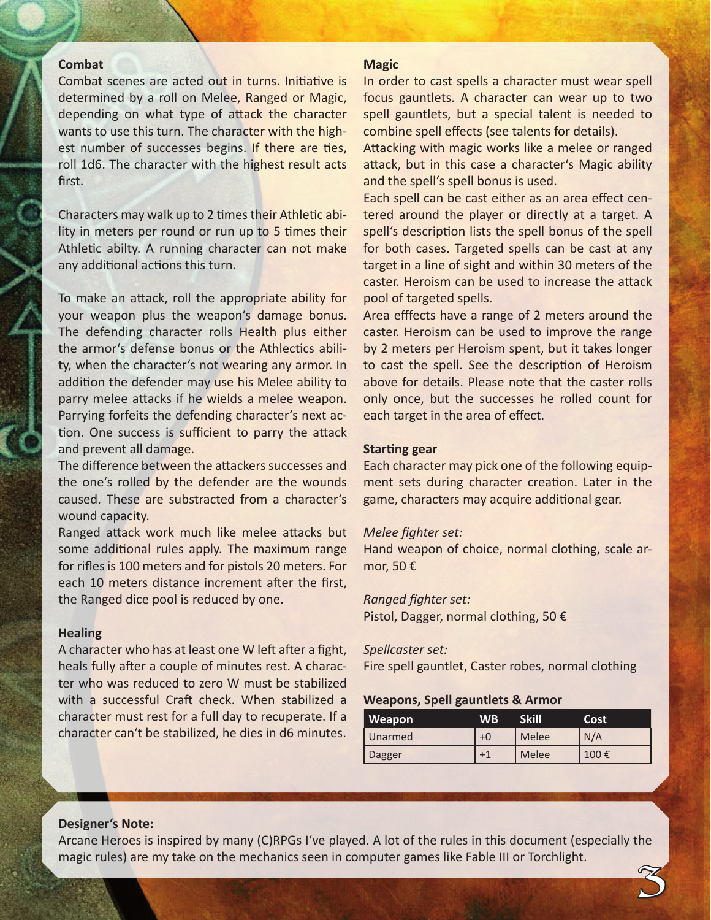**Combat**

Combat scenes are acted out in turns. Initiative is determined by a roll on Melee, Ranged or Magic, depending on what type of attack the character wants to use this turn. The character with the highest number of successes begins. If there are ties, roll 1d6. The character with the highest result acts first.

Characters may walk up to 2 times their Athletic ability in meters per round or run up to 5 times their Athletic abilty. A running character can not make any additional actions this turn.

To make an attack, roll the appropriate ability for your weapon plus the weapon's damage bonus. The defending character rolls Health plus either the armor's defense bonus or the Athlectics ability, when the character's not wearing any armor. In addition the defender may use his Melee ability to parry melee attacks if he wields a melee weapon. Parrying forfeits the defending character's next action. One success is sufficient to parry the attack and prevent all damage.

The difference between the attackers successes and the one's rolled by the defender are the wounds caused. These are substracted from a character's wound capacity.

Ranged attack work much like melee attacks but some additional rules apply. The maximum range for rifles is 100 meters and for pistols 20 meters. For each 10 meters distance increment after the first, the Ranged dice pool is reduced by one.

**Healing**

A character who has at least one W left after a fight, heals fully after a couple of minutes rest. A character who was reduced to zero W must be stabilized with a successful Craft check. When stabilized a character must rest for a full day to recuperate. If a character can't be stabilized, he dies in d6 minutes.

**Magic**

In order to cast spells a character must wear spell focus gauntlets. A character can wear up to two spell gauntlets, but a special talent is needed to combine spell effects (see talents for details).

Attacking with magic works like a melee or ranged attack, but in this case a character's Magic ability and the spell's spell bonus is used.

Each spell can be cast either as an area effect centered around the player or directly at a target. A spell's description lists the spell bonus of the spell for both cases. Targeted spells can be cast at any target in a line of sight and within 30 meters of the caster. Heroism can be used to increase the attack pool of targeted spells.

Area efffects have a range of 2 meters around the caster. Heroism can be used to improve the range by 2 meters per Heroism spent, but it takes longer to cast the spell. See the description of Heroism above for details. Please note that the caster rolls only once, but the successes he rolled count for each target in the area of effect.

**Starting gear**

Each character may pick one of the following equipment sets during character creation. Later in the game, characters may acquire additional gear.

*Melee fighter set:*
Hand weapon of choice, normal clothing, scale armor, 50 €

*Ranged fighter set:*
Pistol, Dagger, normal clothing, 50 €

*Spellcaster set:*
Fire spell gauntlet, Caster robes, normal clothing

**Weapons, Spell gauntlets & Armor**

| Weapon | WB | Skill | Cost |
|---|---|---|---|
| Unarmed | +0 | Melee | N/A |
| Dagger | +1 | Melee | 100 € |

**Designer's Note:**

Arcane Heroes is inspired by many (C)RPGs I've played. A lot of the rules in this document (especially the magic rules) are my take on the mechanics seen in computer games like Fable III or Torchlight.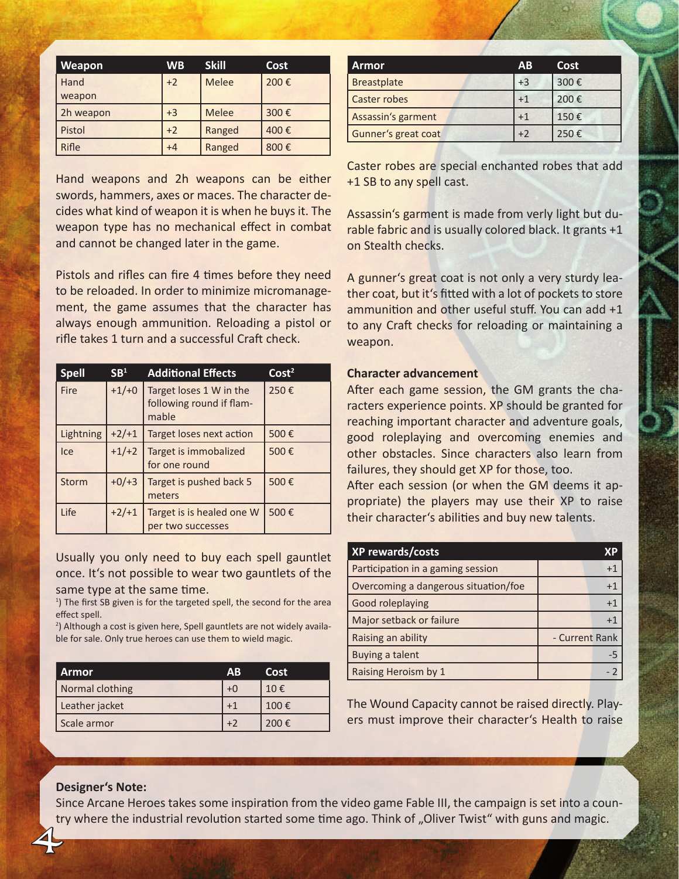| Weapon | WB | Skill | Cost |
|---|---|---|---|
| Hand weapon | +2 | Melee | 200 € |
| 2h weapon | +3 | Melee | 300 € |
| Pistol | +2 | Ranged | 400 € |
| Rifle | +4 | Ranged | 800 € |

Hand weapons and 2h weapons can be either swords, hammers, axes or maces. The character decides what kind of weapon it is when he buys it. The weapon type has no mechanical effect in combat and cannot be changed later in the game.

Pistols and rifles can fire 4 times before they need to be reloaded. In order to minimize micromanagement, the game assumes that the character has always enough ammunition. Reloading a pistol or rifle takes 1 turn and a successful Craft check.

| Spell | SB[1] | Additional Effects | Cost[2] |
|---|---|---|---|
| Fire | +1/+0 | Target loses 1 W in the following round if flammable | 250 € |
| Lightning | +2/+1 | Target loses next action | 500 € |
| Ice | +1/+2 | Target is immobalized for one round | 500 € |
| Storm | +0/+3 | Target is pushed back 5 meters | 500 € |
| Life | +2/+1 | Target is is healed one W per two successes | 500 € |

Usually you only need to buy each spell gauntlet once. It's not possible to wear two gauntlets of the same type at the same time.

[1]) The first SB given is for the targeted spell, the second for the area effect spell.

[2]) Although a cost is given here, Spell gauntlets are not widely available for sale. Only true heroes can use them to wield magic.

| Armor | AB | Cost |
|---|---|---|
| Normal clothing | +0 | 10 € |
| Leather jacket | +1 | 100 € |
| Scale armor | +2 | 200 € |
| Breastplate | +3 | 300 € |
| Caster robes | +1 | 200 € |
| Assassin's garment | +1 | 150 € |
| Gunner's great coat | +2 | 250 € |

Caster robes are special enchanted robes that add +1 SB to any spell cast.

Assassin's garment is made from verly light but durable fabric and is usually colored black. It grants +1 on Stealth checks.

A gunner's great coat is not only a very sturdy leather coat, but it's fitted with a lot of pockets to store ammunition and other useful stuff. You can add +1 to any Craft checks for reloading or maintaining a weapon.

### Character advancement

After each game session, the GM grants the characters experience points. XP should be granted for reaching important character and adventure goals, good roleplaying and overcoming enemies and other obstacles. Since characters also learn from failures, they should get XP for those, too.

After each session (or when the GM deems it appropriate) the players may use their XP to raise their character's abilities and buy new talents.

| XP rewards/costs | XP |
|---|---|
| Participation in a gaming session | +1 |
| Overcoming a dangerous situation/foe | +1 |
| Good roleplaying | +1 |
| Major setback or failure | +1 |
| Raising an ability | - Current Rank |
| Buying a talent | -5 |
| Raising Heroism by 1 | - 2 |

The Wound Capacity cannot be raised directly. Players must improve their character's Health to raise

**Designer's Note:**

Since Arcane Heroes takes some inspiration from the video game Fable III, the campaign is set into a country where the industrial revolution started some time ago. Think of „Oliver Twist" with guns and magic.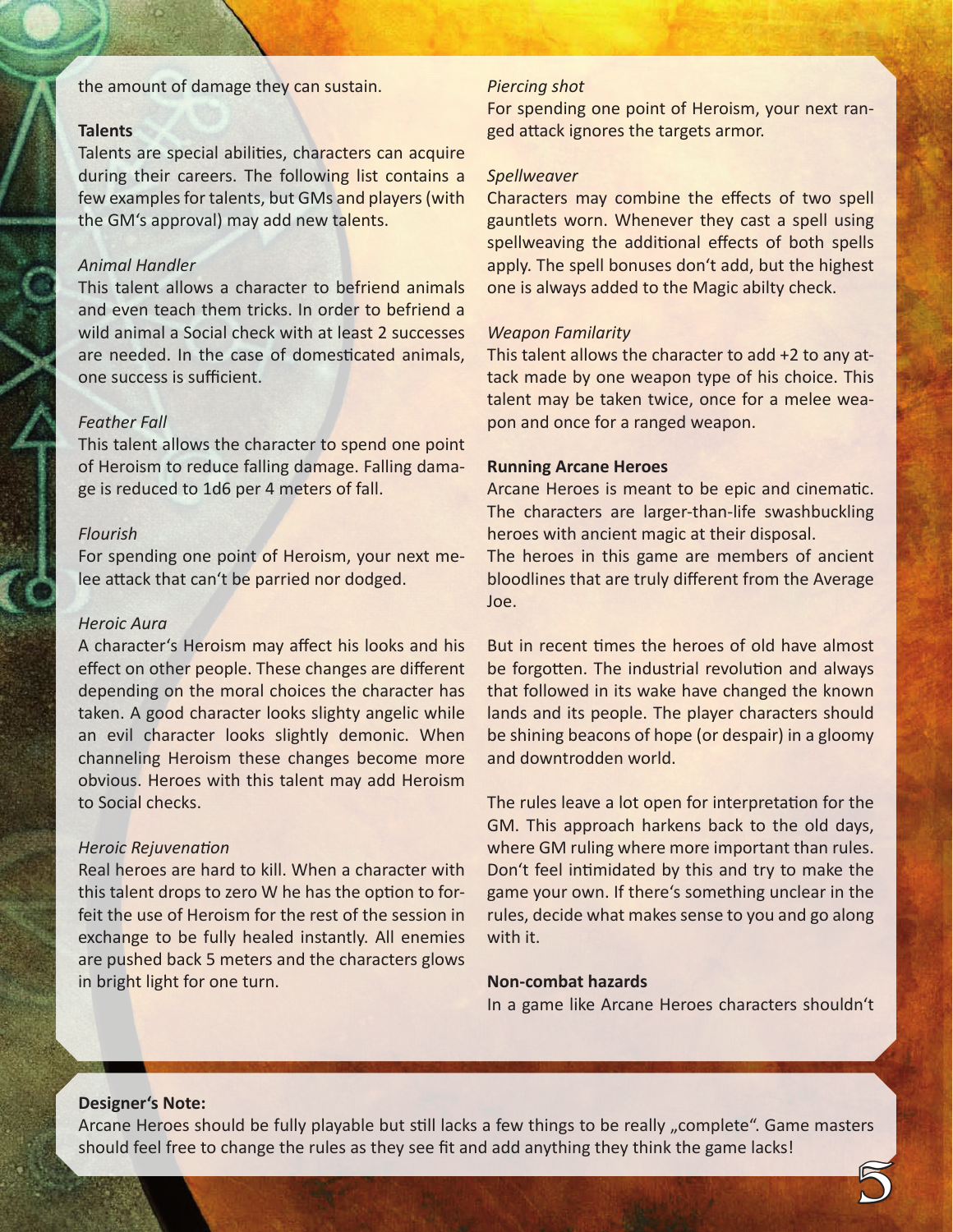the amount of damage they can sustain.

### Talents

Talents are special abilities, characters can acquire during their careers. The following list contains a few examples for talents, but GMs and players (with the GM's approval) may add new talents.

*Animal Handler*

This talent allows a character to befriend animals and even teach them tricks. In order to befriend a wild animal a Social check with at least 2 successes are needed. In the case of domesticated animals, one success is sufficient.

*Feather Fall*

This talent allows the character to spend one point of Heroism to reduce falling damage. Falling damage is reduced to 1d6 per 4 meters of fall.

*Flourish*

For spending one point of Heroism, your next melee attack that can't be parried nor dodged.

*Heroic Aura*

A character's Heroism may affect his looks and his effect on other people. These changes are different depending on the moral choices the character has taken. A good character looks slighty angelic while an evil character looks slightly demonic. When channeling Heroism these changes become more obvious. Heroes with this talent may add Heroism to Social checks.

*Heroic Rejuvenation*

Real heroes are hard to kill. When a character with this talent drops to zero W he has the option to forfeit the use of Heroism for the rest of the session in exchange to be fully healed instantly. All enemies are pushed back 5 meters and the characters glows in bright light for one turn.

*Piercing shot*

For spending one point of Heroism, your next ranged attack ignores the targets armor.

*Spellweaver*

Characters may combine the effects of two spell gauntlets worn. Whenever they cast a spell using spellweaving the additional effects of both spells apply. The spell bonuses don't add, but the highest one is always added to the Magic abilty check.

*Weapon Familarity*

This talent allows the character to add +2 to any attack made by one weapon type of his choice. This talent may be taken twice, once for a melee weapon and once for a ranged weapon.

### Running Arcane Heroes

Arcane Heroes is meant to be epic and cinematic. The characters are larger-than-life swashbuckling heroes with ancient magic at their disposal.
The heroes in this game are members of ancient bloodlines that are truly different from the Average Joe.

But in recent times the heroes of old have almost be forgotten. The industrial revolution and always that followed in its wake have changed the known lands and its people. The player characters should be shining beacons of hope (or despair) in a gloomy and downtrodden world.

The rules leave a lot open for interpretation for the GM. This approach harkens back to the old days, where GM ruling where more important than rules. Don't feel intimidated by this and try to make the game your own. If there's something unclear in the rules, decide what makes sense to you and go along with it.

### Non-combat hazards

In a game like Arcane Heroes characters shouldn't

**Designer's Note:**
Arcane Heroes should be fully playable but still lacks a few things to be really „complete". Game masters should feel free to change the rules as they see fit and add anything they think the game lacks!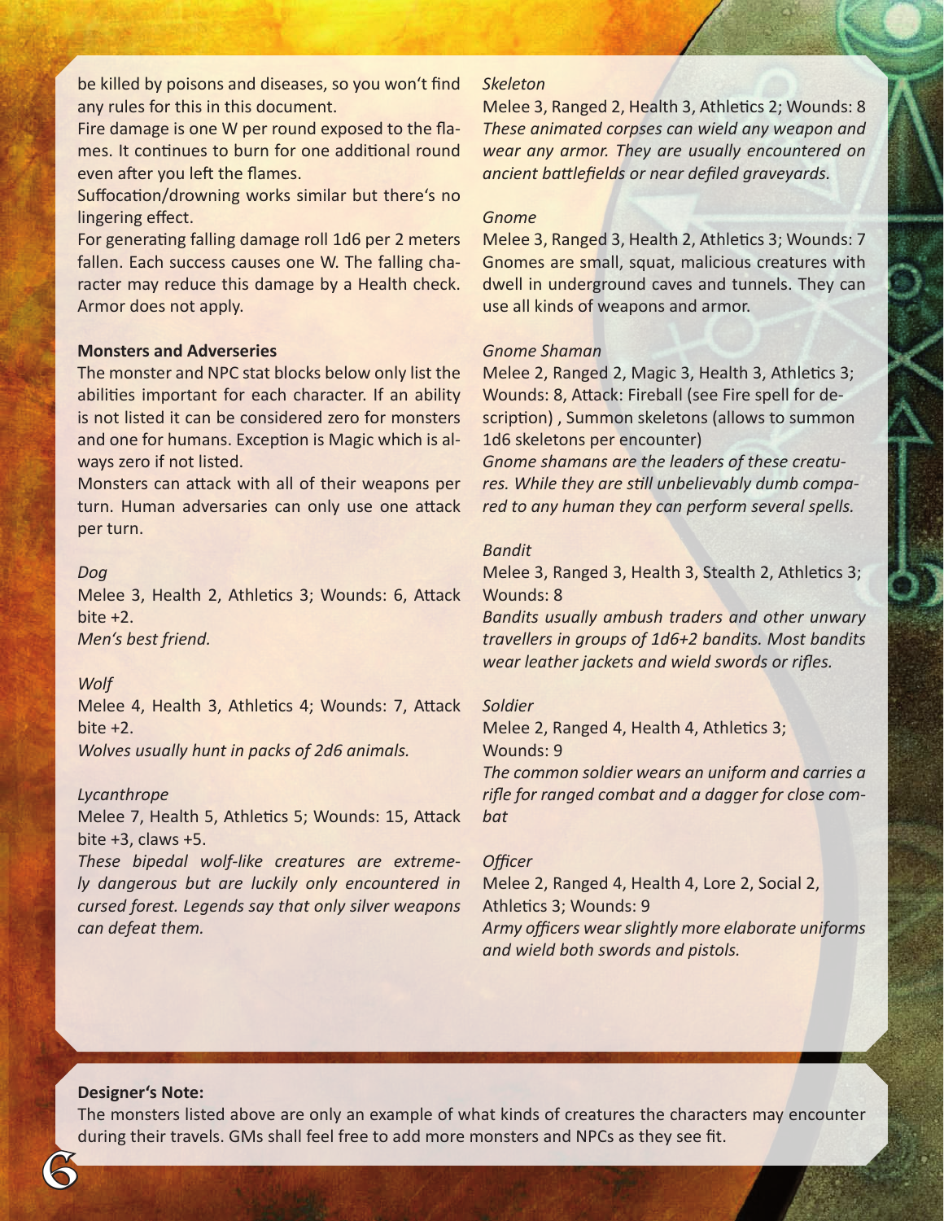be killed by poisons and diseases, so you won't find any rules for this in this document.

Fire damage is one W per round exposed to the flames. It continues to burn for one additional round even after you left the flames.

Suffocation/drowning works similar but there's no lingering effect.

For generating falling damage roll 1d6 per 2 meters fallen. Each success causes one W. The falling character may reduce this damage by a Health check. Armor does not apply.

**Monsters and Adverseries**

The monster and NPC stat blocks below only list the abilities important for each character. If an ability is not listed it can be considered zero for monsters and one for humans. Exception is Magic which is always zero if not listed.

Monsters can attack with all of their weapons per turn. Human adversaries can only use one attack per turn.

*Dog*

Melee 3, Health 2, Athletics 3; Wounds: 6, Attack bite +2.

*Men's best friend.*

*Wolf*

Melee 4, Health 3, Athletics 4; Wounds: 7, Attack bite +2.

*Wolves usually hunt in packs of 2d6 animals.*

*Lycanthrope*

Melee 7, Health 5, Athletics 5; Wounds: 15, Attack bite +3, claws +5.

*These bipedal wolf-like creatures are extremely dangerous but are luckily only encountered in cursed forest. Legends say that only silver weapons can defeat them.*

*Skeleton*

Melee 3, Ranged 2, Health 3, Athletics 2; Wounds: 8

*These animated corpses can wield any weapon and wear any armor. They are usually encountered on ancient battlefields or near defiled graveyards.*

*Gnome*

Melee 3, Ranged 3, Health 2, Athletics 3; Wounds: 7

Gnomes are small, squat, malicious creatures with dwell in underground caves and tunnels. They can use all kinds of weapons and armor.

*Gnome Shaman*

Melee 2, Ranged 2, Magic 3, Health 3, Athletics 3; Wounds: 8, Attack: Fireball (see Fire spell for description) , Summon skeletons (allows to summon 1d6 skeletons per encounter)

*Gnome shamans are the leaders of these creatures. While they are still unbelievably dumb compared to any human they can perform several spells.*

*Bandit*

Melee 3, Ranged 3, Health 3, Stealth 2, Athletics 3; Wounds: 8

*Bandits usually ambush traders and other unwary travellers in groups of 1d6+2 bandits. Most bandits wear leather jackets and wield swords or rifles.*

*Soldier*

Melee 2, Ranged 4, Health 4, Athletics 3; Wounds: 9

*The common soldier wears an uniform and carries a rifle for ranged combat and a dagger for close combat*

*Officer*

Melee 2, Ranged 4, Health 4, Lore 2, Social 2, Athletics 3; Wounds: 9

*Army officers wear slightly more elaborate uniforms and wield both swords and pistols.*

**Designer's Note:**

The monsters listed above are only an example of what kinds of creatures the characters may encounter during their travels. GMs shall feel free to add more monsters and NPCs as they see fit.